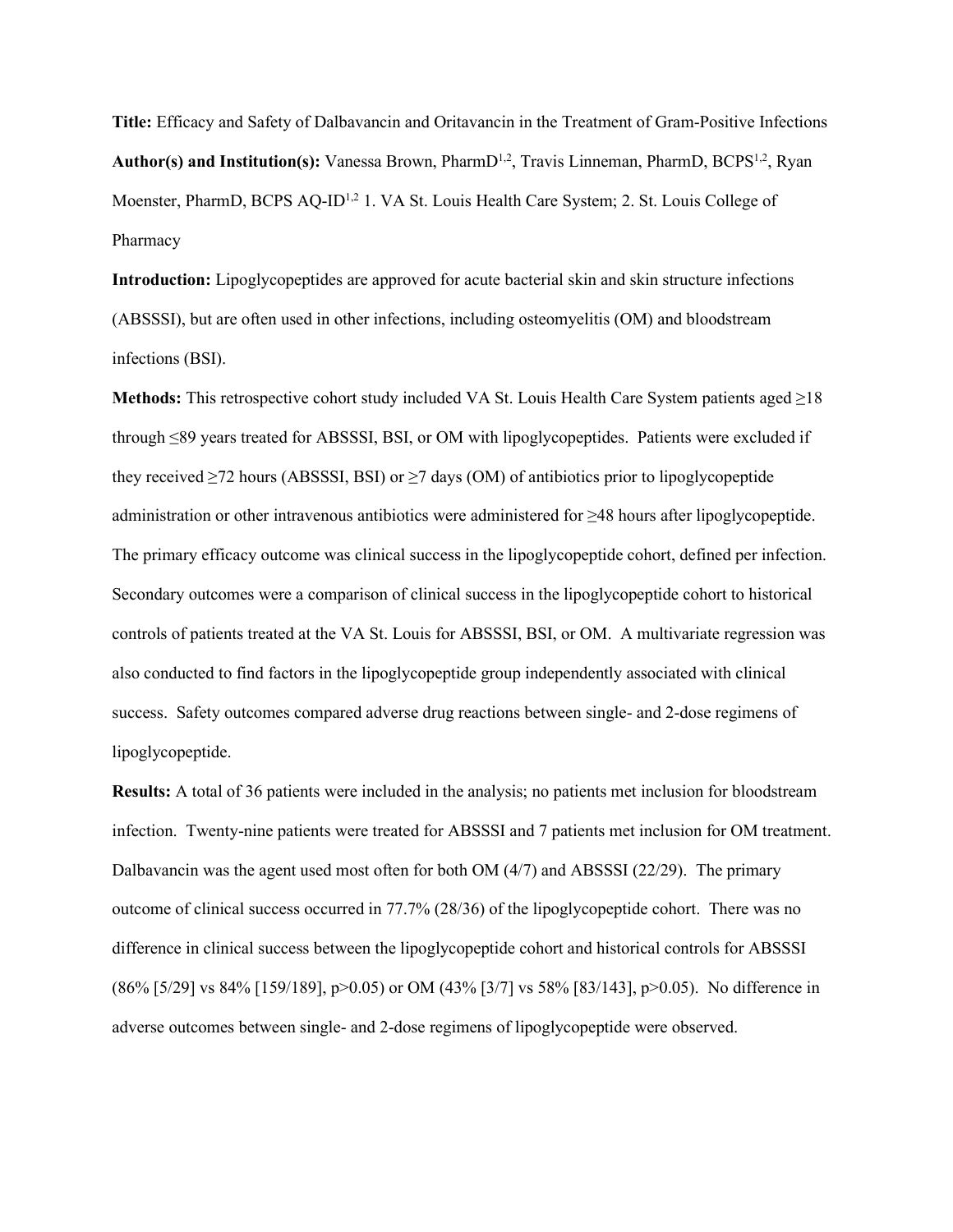**Title:** Efficacy and Safety of Dalbavancin and Oritavancin in the Treatment of Gram-Positive Infections

**Author(s) and Institution(s):** Vanessa Brown, PharmD[1,2], Travis Linneman, PharmD, BCPS[1,2], Ryan Moenster, PharmD, BCPS AQ-ID[1,2] 1. VA St. Louis Health Care System; 2. St. Louis College of Pharmacy

**Introduction:** Lipoglycopeptides are approved for acute bacterial skin and skin structure infections (ABSSSI), but are often used in other infections, including osteomyelitis (OM) and bloodstream infections (BSI).

**Methods:** This retrospective cohort study included VA St. Louis Health Care System patients aged ≥18 through ≤89 years treated for ABSSSI, BSI, or OM with lipoglycopeptides. Patients were excluded if they received ≥72 hours (ABSSSI, BSI) or ≥7 days (OM) of antibiotics prior to lipoglycopeptide administration or other intravenous antibiotics were administered for ≥48 hours after lipoglycopeptide. The primary efficacy outcome was clinical success in the lipoglycopeptide cohort, defined per infection. Secondary outcomes were a comparison of clinical success in the lipoglycopeptide cohort to historical controls of patients treated at the VA St. Louis for ABSSSI, BSI, or OM. A multivariate regression was also conducted to find factors in the lipoglycopeptide group independently associated with clinical success. Safety outcomes compared adverse drug reactions between single- and 2-dose regimens of lipoglycopeptide.

**Results:** A total of 36 patients were included in the analysis; no patients met inclusion for bloodstream infection. Twenty-nine patients were treated for ABSSSI and 7 patients met inclusion for OM treatment. Dalbavancin was the agent used most often for both OM (4/7) and ABSSSI (22/29). The primary outcome of clinical success occurred in 77.7% (28/36) of the lipoglycopeptide cohort. There was no difference in clinical success between the lipoglycopeptide cohort and historical controls for ABSSSI (86% [5/29] vs 84% [159/189], $p>0.05$) or OM (43% [3/7] vs 58% [83/143], $p>0.05$). No difference in adverse outcomes between single- and 2-dose regimens of lipoglycopeptide were observed.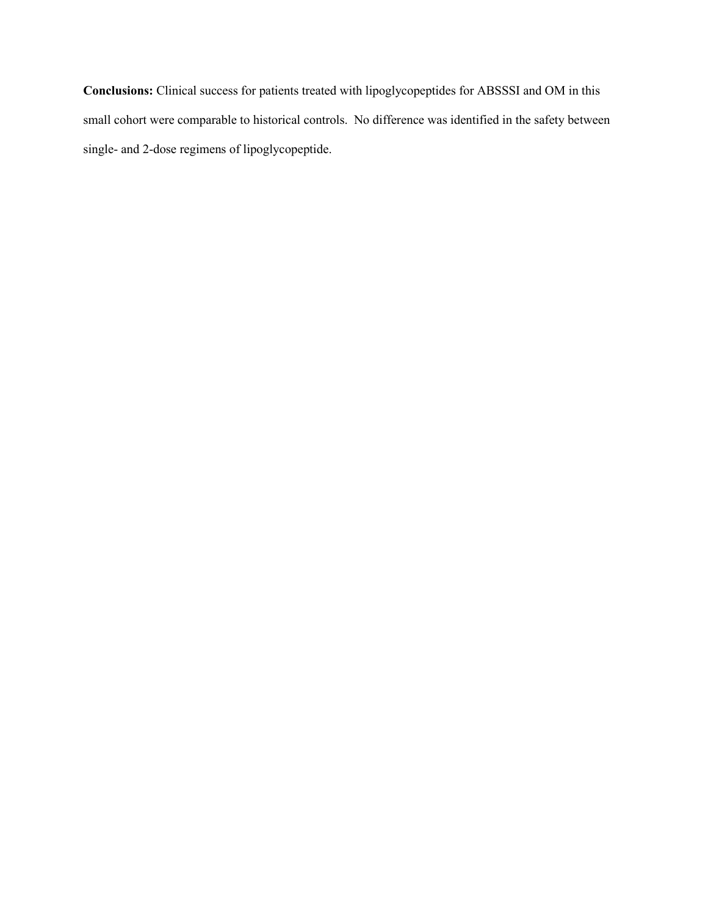**Conclusions:** Clinical success for patients treated with lipoglycopeptides for ABSSSI and OM in this small cohort were comparable to historical controls. No difference was identified in the safety between single- and 2-dose regimens of lipoglycopeptide.